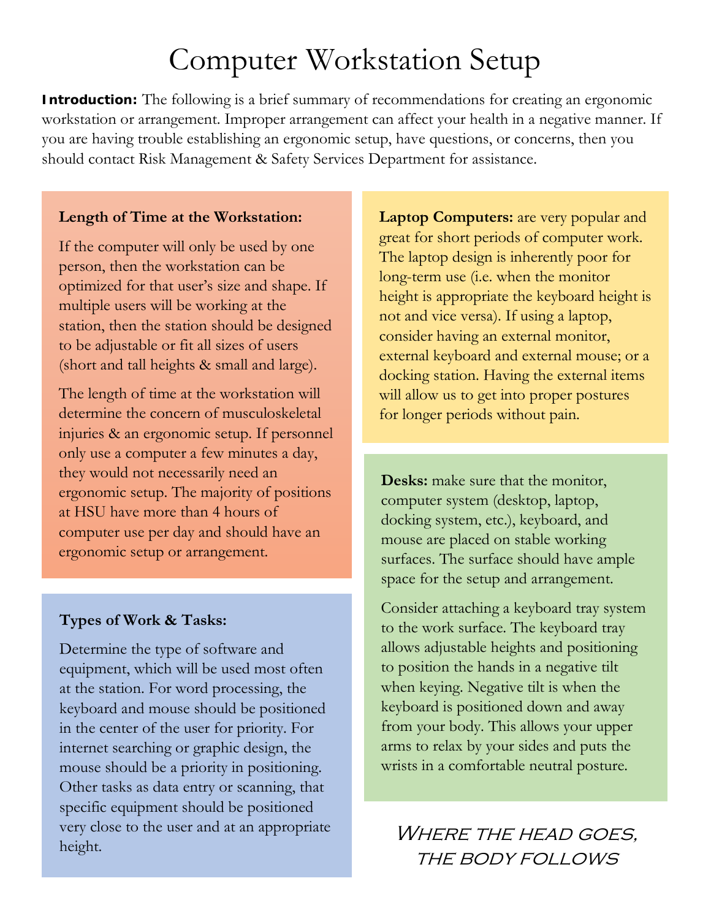# Computer Workstation Setup

**Introduction:** The following is a brief summary of recommendations for creating an ergonomic workstation or arrangement. Improper arrangement can affect your health in a negative manner. If you are having trouble establishing an ergonomic setup, have questions, or concerns, then you should contact Risk Management & Safety Services Department for assistance.

**Length of Time at the Workstation:**

If the computer will only be used by one person, then the workstation can be optimized for that user's size and shape. If multiple users will be working at the station, then the station should be designed to be adjustable or fit all sizes of users (short and tall heights & small and large).

The length of time at the workstation will determine the concern of musculoskeletal injuries & an ergonomic setup. If personnel only use a computer a few minutes a day, they would not necessarily need an ergonomic setup. The majority of positions at HSU have more than 4 hours of computer use per day and should have an ergonomic setup or arrangement.

**Types of Work & Tasks:**

Determine the type of software and equipment, which will be used most often at the station. For word processing, the keyboard and mouse should be positioned in the center of the user for priority. For internet searching or graphic design, the mouse should be a priority in positioning. Other tasks as data entry or scanning, that specific equipment should be positioned very close to the user and at an appropriate height.

**Laptop Computers:** are very popular and great for short periods of computer work. The laptop design is inherently poor for long-term use (i.e. when the monitor height is appropriate the keyboard height is not and vice versa). If using a laptop, consider having an external monitor, external keyboard and external mouse; or a docking station. Having the external items will allow us to get into proper postures for longer periods without pain.

**Desks:** make sure that the monitor, computer system (desktop, laptop, docking system, etc.), keyboard, and mouse are placed on stable working surfaces. The surface should have ample space for the setup and arrangement.

Consider attaching a keyboard tray system to the work surface. The keyboard tray allows adjustable heights and positioning to position the hands in a negative tilt when keying. Negative tilt is when the keyboard is positioned down and away from your body. This allows your upper arms to relax by your sides and puts the wrists in a comfortable neutral posture.

*Where the head goes, the body follows*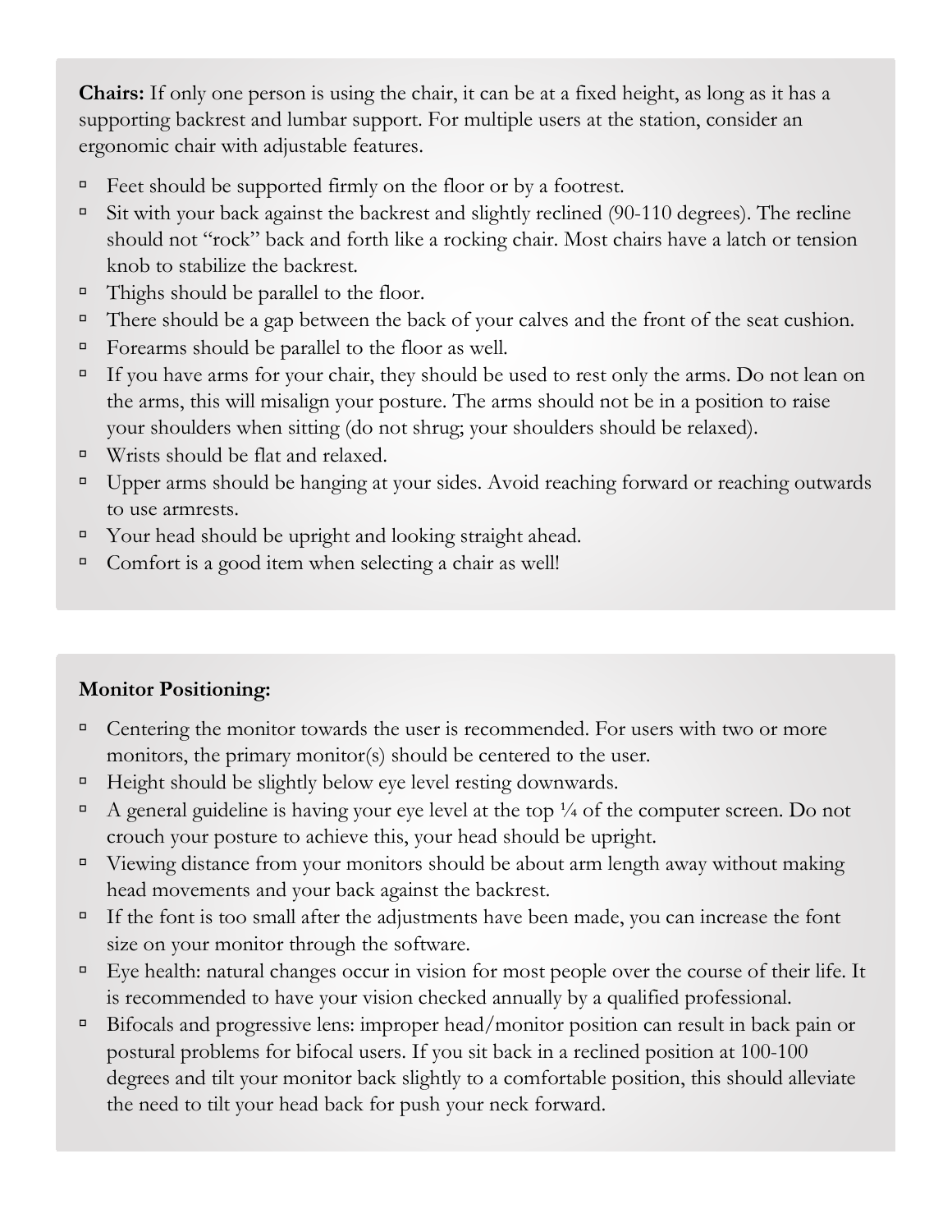**Chairs:** If only one person is using the chair, it can be at a fixed height, as long as it has a supporting backrest and lumbar support. For multiple users at the station, consider an ergonomic chair with adjustable features.

- Feet should be supported firmly on the floor or by a footrest.
- Sit with your back against the backrest and slightly reclined (90-110 degrees). The recline should not "rock" back and forth like a rocking chair. Most chairs have a latch or tension knob to stabilize the backrest.
- Thighs should be parallel to the floor.
- There should be a gap between the back of your calves and the front of the seat cushion.
- Forearms should be parallel to the floor as well.
- If you have arms for your chair, they should be used to rest only the arms. Do not lean on the arms, this will misalign your posture. The arms should not be in a position to raise your shoulders when sitting (do not shrug; your shoulders should be relaxed).
- Wrists should be flat and relaxed.
- Upper arms should be hanging at your sides. Avoid reaching forward or reaching outwards to use armrests.
- Your head should be upright and looking straight ahead.
- Comfort is a good item when selecting a chair as well!

**Monitor Positioning:**

- Centering the monitor towards the user is recommended. For users with two or more monitors, the primary monitor(s) should be centered to the user.
- Height should be slightly below eye level resting downwards.
- A general guideline is having your eye level at the top ¼ of the computer screen. Do not crouch your posture to achieve this, your head should be upright.
- Viewing distance from your monitors should be about arm length away without making head movements and your back against the backrest.
- If the font is too small after the adjustments have been made, you can increase the font size on your monitor through the software.
- Eye health: natural changes occur in vision for most people over the course of their life. It is recommended to have your vision checked annually by a qualified professional.
- Bifocals and progressive lens: improper head/monitor position can result in back pain or postural problems for bifocal users. If you sit back in a reclined position at 100-100 degrees and tilt your monitor back slightly to a comfortable position, this should alleviate the need to tilt your head back for push your neck forward.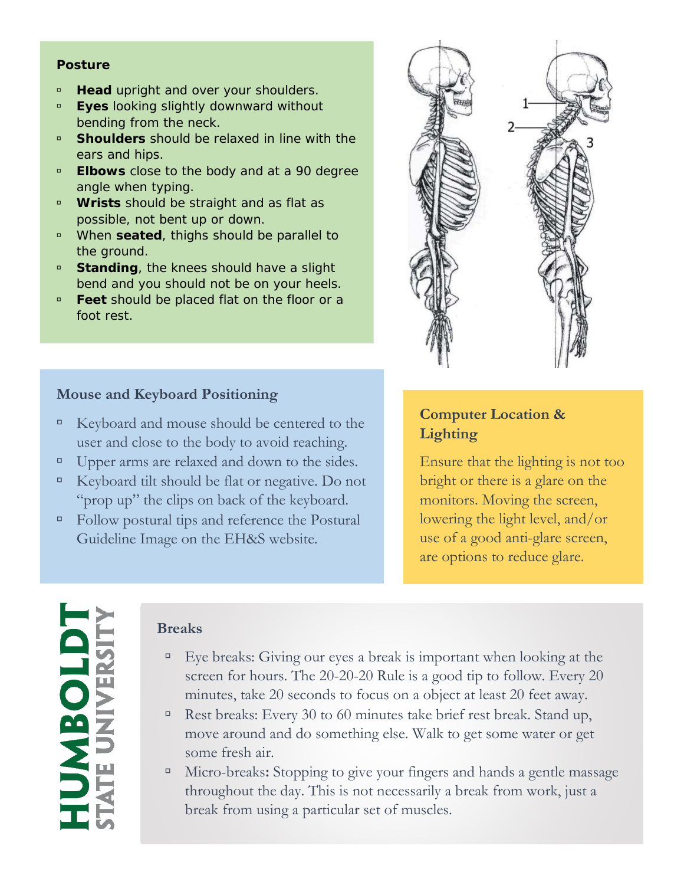### Posture

- **Head** upright and over your shoulders.
- **Eyes** looking slightly downward without bending from the neck.
- **Shoulders** should be relaxed in line with the ears and hips.
- **Elbows** close to the body and at a 90 degree angle when typing.
- **Wrists** should be straight and as flat as possible, not bent up or down.
- When **seated**, thighs should be parallel to the ground.
- **Standing**, the knees should have a slight bend and you should not be on your heels.
- **Feet** should be placed flat on the floor or a foot rest.

1
2
3

### Mouse and Keyboard Positioning

- Keyboard and mouse should be centered to the user and close to the body to avoid reaching.
- Upper arms are relaxed and down to the sides.
- Keyboard tilt should be flat or negative. Do not "prop up" the clips on back of the keyboard.
- Follow postural tips and reference the Postural Guideline Image on the EH&S website.

### Computer Location & Lighting

Ensure that the lighting is not too bright or there is a glare on the monitors. Moving the screen, lowering the light level, and/or use of a good anti-glare screen, are options to reduce glare.

HUMBOLDT STATE UNIVERSITY

### Breaks

- Eye breaks: Giving our eyes a break is important when looking at the screen for hours. The 20-20-20 Rule is a good tip to follow. Every 20 minutes, take 20 seconds to focus on a object at least 20 feet away.
- Rest breaks: Every 30 to 60 minutes take brief rest break. Stand up, move around and do something else. Walk to get some water or get some fresh air.
- Micro-breaks**:** Stopping to give your fingers and hands a gentle massage throughout the day. This is not necessarily a break from work, just a break from using a particular set of muscles.